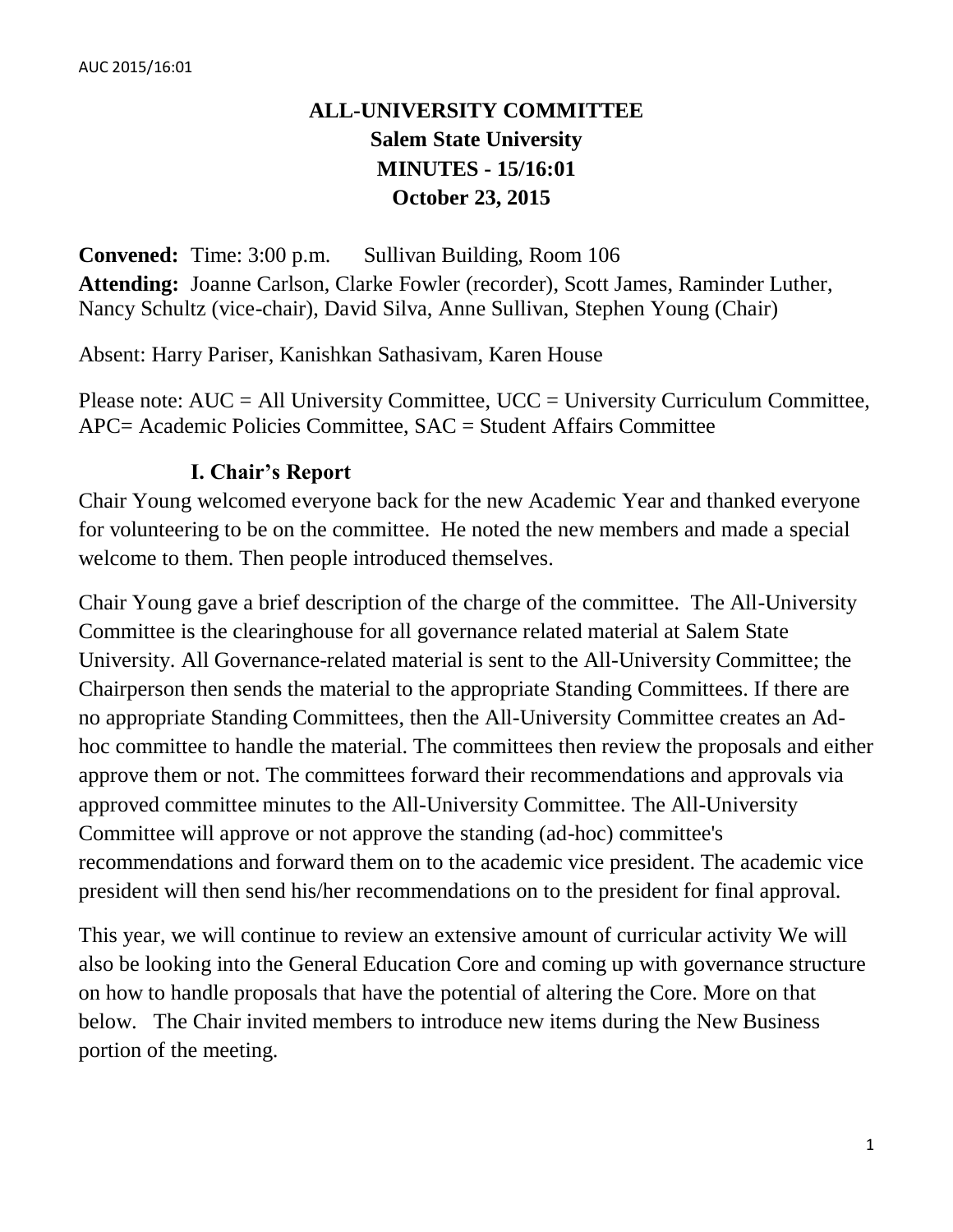# ALL-UNIVERSITY COMMITTEE
## Salem State University
## MINUTES - 15/16:01
## October 23, 2015

**Convened:** Time: 3:00 p.m. Sullivan Building, Room 106

**Attending:** Joanne Carlson, Clarke Fowler (recorder), Scott James, Raminder Luther, Nancy Schultz (vice-chair), David Silva, Anne Sullivan, Stephen Young (Chair)

Absent: Harry Pariser, Kanishkan Sathasivam, Karen House

Please note: AUC = All University Committee, UCC = University Curriculum Committee, APC= Academic Policies Committee, SAC = Student Affairs Committee

### I. Chair's Report

Chair Young welcomed everyone back for the new Academic Year and thanked everyone for volunteering to be on the committee. He noted the new members and made a special welcome to them. Then people introduced themselves.

Chair Young gave a brief description of the charge of the committee. The All-University Committee is the clearinghouse for all governance related material at Salem State University. All Governance-related material is sent to the All-University Committee; the Chairperson then sends the material to the appropriate Standing Committees. If there are no appropriate Standing Committees, then the All-University Committee creates an Ad-hoc committee to handle the material. The committees then review the proposals and either approve them or not. The committees forward their recommendations and approvals via approved committee minutes to the All-University Committee. The All-University Committee will approve or not approve the standing (ad-hoc) committee's recommendations and forward them on to the academic vice president. The academic vice president will then send his/her recommendations on to the president for final approval.

This year, we will continue to review an extensive amount of curricular activity We will also be looking into the General Education Core and coming up with governance structure on how to handle proposals that have the potential of altering the Core. More on that below. The Chair invited members to introduce new items during the New Business portion of the meeting.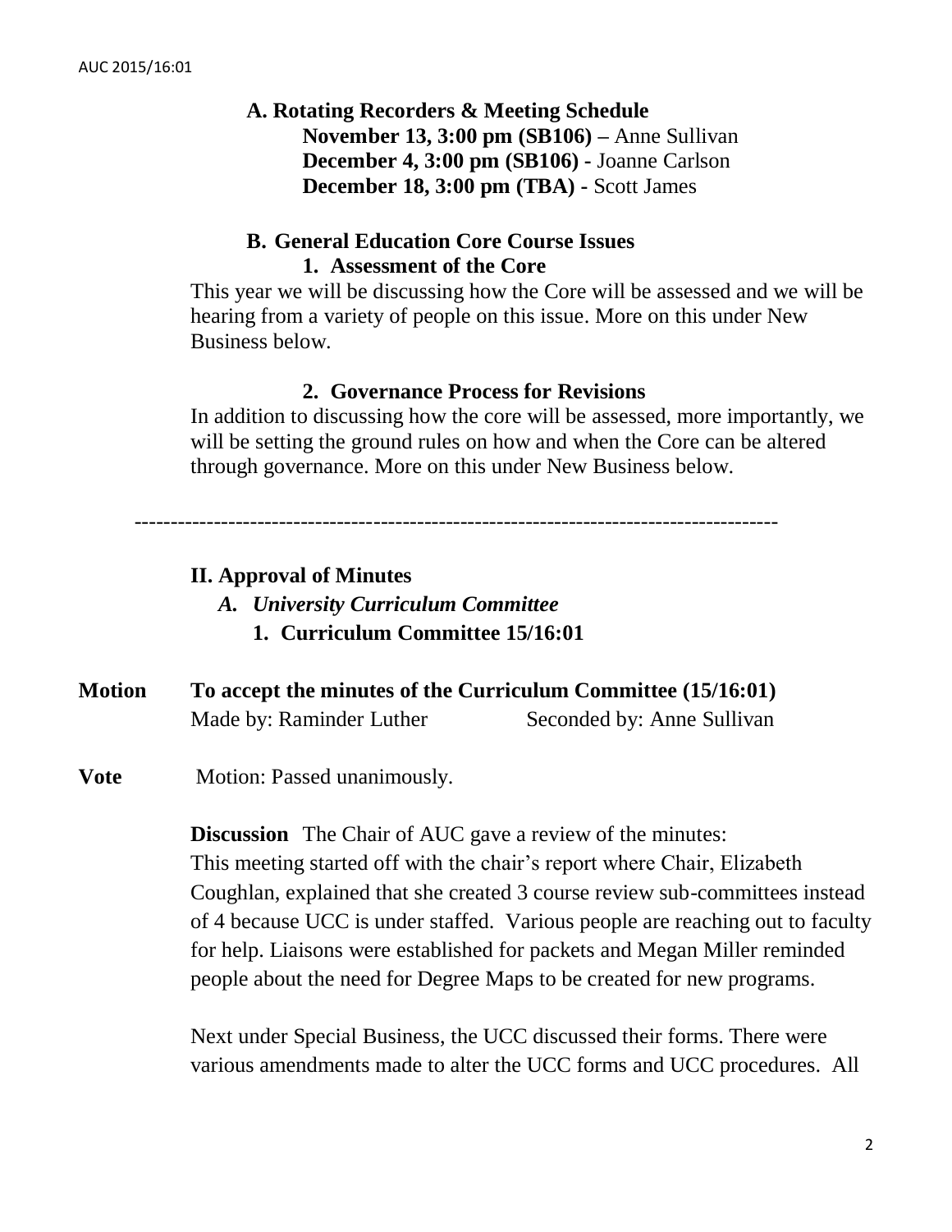**A. Rotating Recorders & Meeting Schedule**

**November 13, 3:00 pm (SB106)** – Anne Sullivan
**December 4, 3:00 pm (SB106)** - Joanne Carlson
**December 18, 3:00 pm (TBA)** - Scott James

**B. General Education Core Course Issues**

**1. Assessment of the Core**

This year we will be discussing how the Core will be assessed and we will be hearing from a variety of people on this issue. More on this under New Business below.

**2. Governance Process for Revisions**

In addition to discussing how the core will be assessed, more importantly, we will be setting the ground rules on how and when the Core can be altered through governance. More on this under New Business below.

---

**II. Approval of Minutes**

***A. University Curriculum Committee***

**1. Curriculum Committee 15/16:01**

**Motion** **To accept the minutes of the Curriculum Committee (15/16:01)**
Made by: Raminder Luther Seconded by: Anne Sullivan

**Vote** Motion: Passed unanimously.

**Discussion** The Chair of AUC gave a review of the minutes:
This meeting started off with the chair's report where Chair, Elizabeth Coughlan, explained that she created 3 course review sub-committees instead of 4 because UCC is under staffed. Various people are reaching out to faculty for help. Liaisons were established for packets and Megan Miller reminded people about the need for Degree Maps to be created for new programs.

Next under Special Business, the UCC discussed their forms. There were various amendments made to alter the UCC forms and UCC procedures. All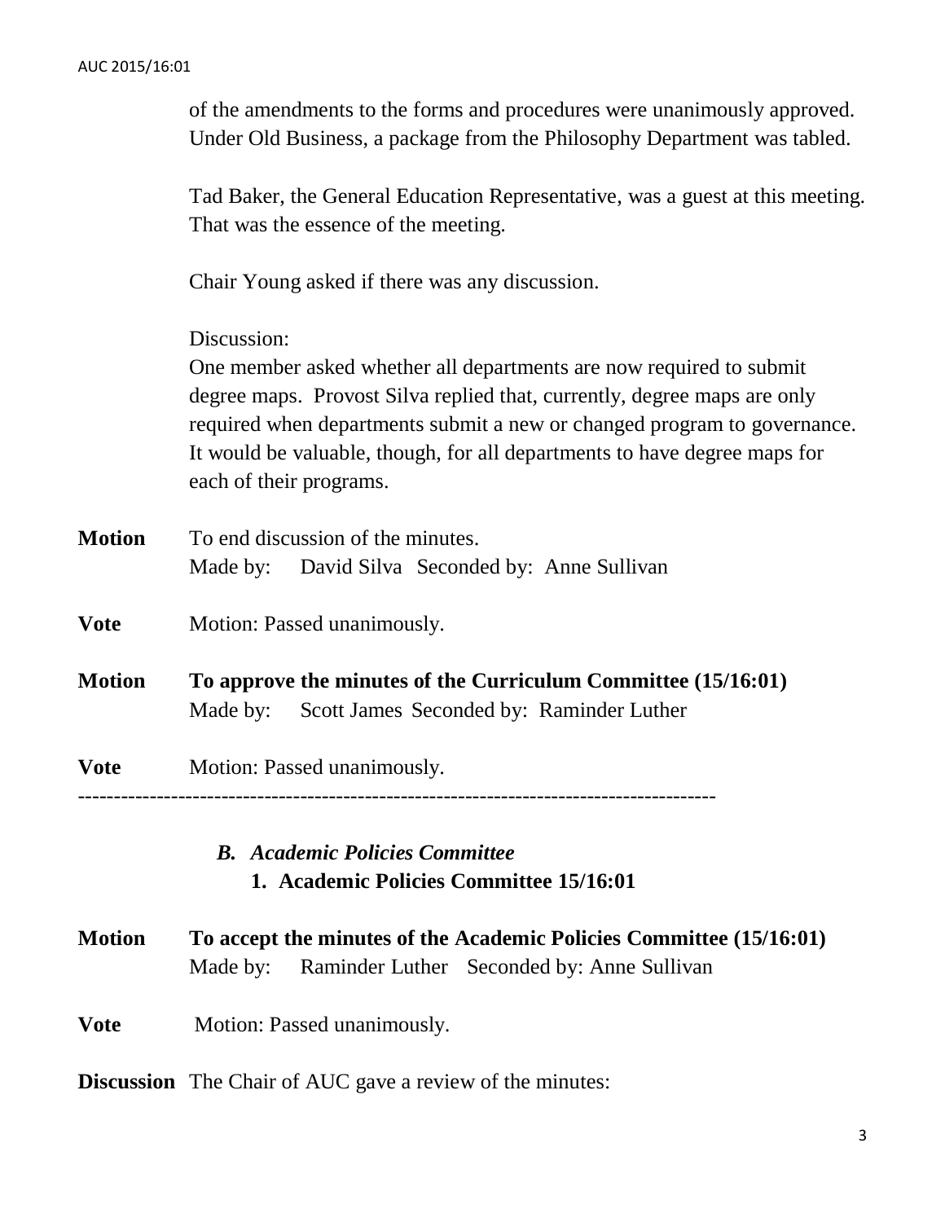of the amendments to the forms and procedures were unanimously approved. Under Old Business, a package from the Philosophy Department was tabled.

Tad Baker, the General Education Representative, was a guest at this meeting. That was the essence of the meeting.

Chair Young asked if there was any discussion.

Discussion:
One member asked whether all departments are now required to submit degree maps. Provost Silva replied that, currently, degree maps are only required when departments submit a new or changed program to governance. It would be valuable, though, for all departments to have degree maps for each of their programs.

**Motion** To end discussion of the minutes.
Made by: David Silva Seconded by: Anne Sullivan

**Vote** Motion: Passed unanimously.

**Motion** **To approve the minutes of the Curriculum Committee (15/16:01)**
Made by: Scott James Seconded by: Raminder Luther

**Vote** Motion: Passed unanimously.

---

### *B. Academic Policies Committee*

**1. Academic Policies Committee 15/16:01**

**Motion** **To accept the minutes of the Academic Policies Committee (15/16:01)**
Made by: Raminder Luther Seconded by: Anne Sullivan

**Vote** Motion: Passed unanimously.

**Discussion** The Chair of AUC gave a review of the minutes: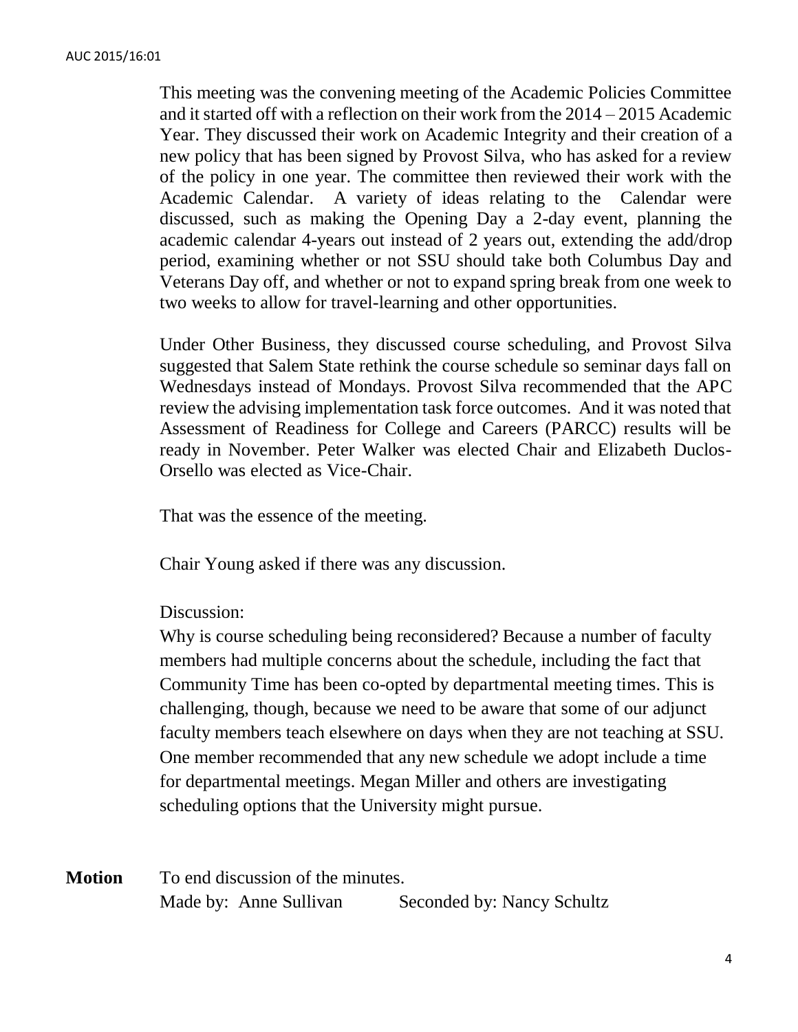This meeting was the convening meeting of the Academic Policies Committee and it started off with a reflection on their work from the 2014 – 2015 Academic Year. They discussed their work on Academic Integrity and their creation of a new policy that has been signed by Provost Silva, who has asked for a review of the policy in one year. The committee then reviewed their work with the Academic Calendar. A variety of ideas relating to the Calendar were discussed, such as making the Opening Day a 2-day event, planning the academic calendar 4-years out instead of 2 years out, extending the add/drop period, examining whether or not SSU should take both Columbus Day and Veterans Day off, and whether or not to expand spring break from one week to two weeks to allow for travel-learning and other opportunities.

Under Other Business, they discussed course scheduling, and Provost Silva suggested that Salem State rethink the course schedule so seminar days fall on Wednesdays instead of Mondays. Provost Silva recommended that the APC review the advising implementation task force outcomes. And it was noted that Assessment of Readiness for College and Careers (PARCC) results will be ready in November. Peter Walker was elected Chair and Elizabeth Duclos-Orsello was elected as Vice-Chair.

That was the essence of the meeting.

Chair Young asked if there was any discussion.

Discussion:
Why is course scheduling being reconsidered? Because a number of faculty members had multiple concerns about the schedule, including the fact that Community Time has been co-opted by departmental meeting times. This is challenging, though, because we need to be aware that some of our adjunct faculty members teach elsewhere on days when they are not teaching at SSU. One member recommended that any new schedule we adopt include a time for departmental meetings. Megan Miller and others are investigating scheduling options that the University might pursue.

**Motion** To end discussion of the minutes.
Made by: Anne Sullivan Seconded by: Nancy Schultz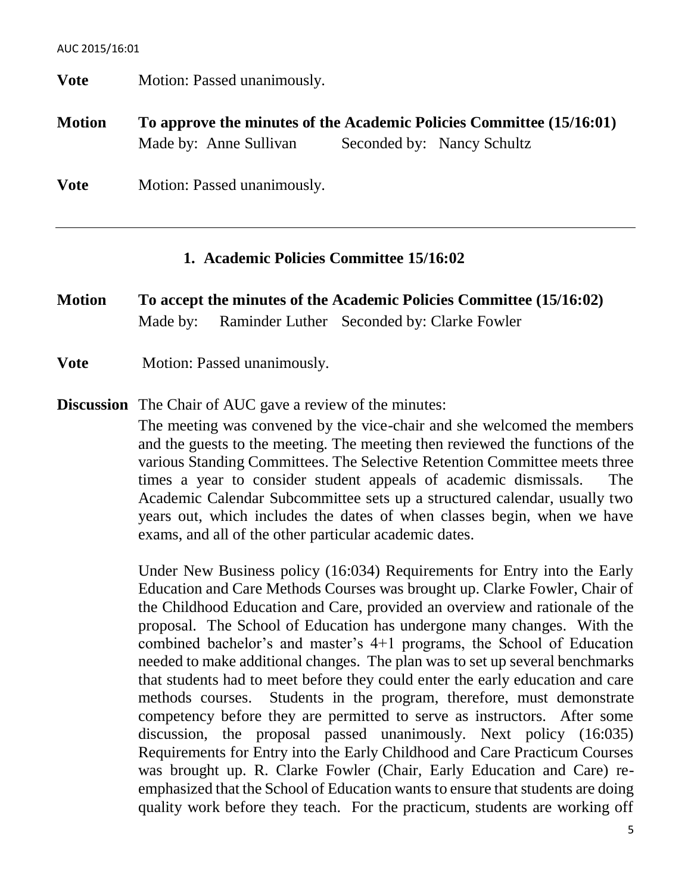**Vote** Motion: Passed unanimously.

**Motion** **To approve the minutes of the Academic Policies Committee (15/16:01)**
Made by: Anne Sullivan Seconded by: Nancy Schultz

**Vote** Motion: Passed unanimously.

---

### 1. Academic Policies Committee 15/16:02

**Motion** **To accept the minutes of the Academic Policies Committee (15/16:02)**
Made by: Raminder Luther Seconded by: Clarke Fowler

**Vote** Motion: Passed unanimously.

**Discussion** The Chair of AUC gave a review of the minutes:

The meeting was convened by the vice-chair and she welcomed the members and the guests to the meeting. The meeting then reviewed the functions of the various Standing Committees. The Selective Retention Committee meets three times a year to consider student appeals of academic dismissals. The Academic Calendar Subcommittee sets up a structured calendar, usually two years out, which includes the dates of when classes begin, when we have exams, and all of the other particular academic dates.

Under New Business policy (16:034) Requirements for Entry into the Early Education and Care Methods Courses was brought up. Clarke Fowler, Chair of the Childhood Education and Care, provided an overview and rationale of the proposal. The School of Education has undergone many changes. With the combined bachelor's and master's 4+1 programs, the School of Education needed to make additional changes. The plan was to set up several benchmarks that students had to meet before they could enter the early education and care methods courses. Students in the program, therefore, must demonstrate competency before they are permitted to serve as instructors. After some discussion, the proposal passed unanimously. Next policy (16:035) Requirements for Entry into the Early Childhood and Care Practicum Courses was brought up. R. Clarke Fowler (Chair, Early Education and Care) re-emphasized that the School of Education wants to ensure that students are doing quality work before they teach. For the practicum, students are working off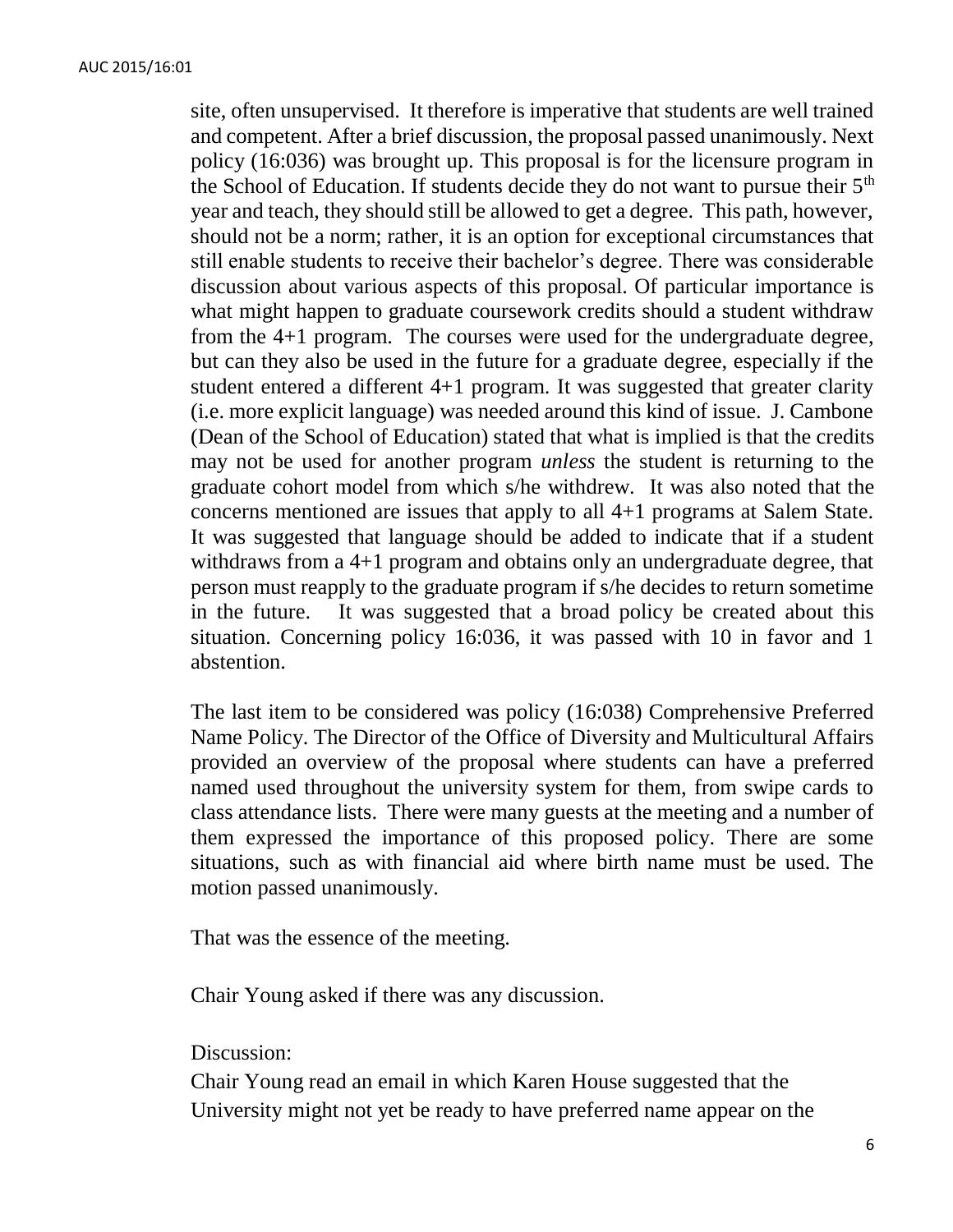site, often unsupervised. It therefore is imperative that students are well trained and competent. After a brief discussion, the proposal passed unanimously. Next policy (16:036) was brought up. This proposal is for the licensure program in the School of Education. If students decide they do not want to pursue their 5th year and teach, they should still be allowed to get a degree. This path, however, should not be a norm; rather, it is an option for exceptional circumstances that still enable students to receive their bachelor's degree. There was considerable discussion about various aspects of this proposal. Of particular importance is what might happen to graduate coursework credits should a student withdraw from the 4+1 program. The courses were used for the undergraduate degree, but can they also be used in the future for a graduate degree, especially if the student entered a different 4+1 program. It was suggested that greater clarity (i.e. more explicit language) was needed around this kind of issue. J. Cambone (Dean of the School of Education) stated that what is implied is that the credits may not be used for another program *unless* the student is returning to the graduate cohort model from which s/he withdrew. It was also noted that the concerns mentioned are issues that apply to all 4+1 programs at Salem State. It was suggested that language should be added to indicate that if a student withdraws from a 4+1 program and obtains only an undergraduate degree, that person must reapply to the graduate program if s/he decides to return sometime in the future. It was suggested that a broad policy be created about this situation. Concerning policy 16:036, it was passed with 10 in favor and 1 abstention.

The last item to be considered was policy (16:038) Comprehensive Preferred Name Policy. The Director of the Office of Diversity and Multicultural Affairs provided an overview of the proposal where students can have a preferred named used throughout the university system for them, from swipe cards to class attendance lists. There were many guests at the meeting and a number of them expressed the importance of this proposed policy. There are some situations, such as with financial aid where birth name must be used. The motion passed unanimously.

That was the essence of the meeting.

Chair Young asked if there was any discussion.

Discussion:
Chair Young read an email in which Karen House suggested that the University might not yet be ready to have preferred name appear on the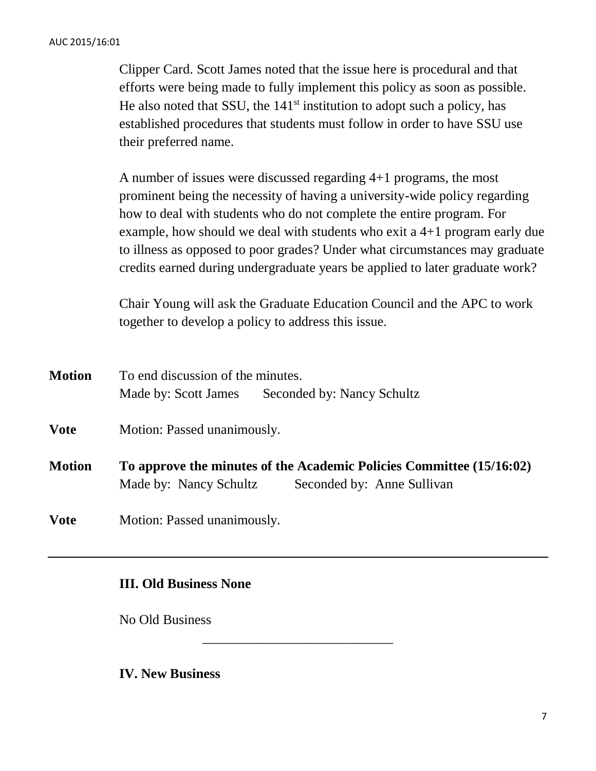Clipper Card. Scott James noted that the issue here is procedural and that efforts were being made to fully implement this policy as soon as possible. He also noted that SSU, the 141st institution to adopt such a policy, has established procedures that students must follow in order to have SSU use their preferred name.

A number of issues were discussed regarding 4+1 programs, the most prominent being the necessity of having a university-wide policy regarding how to deal with students who do not complete the entire program. For example, how should we deal with students who exit a 4+1 program early due to illness as opposed to poor grades? Under what circumstances may graduate credits earned during undergraduate years be applied to later graduate work?

Chair Young will ask the Graduate Education Council and the APC to work together to develop a policy to address this issue.

**Motion** To end discussion of the minutes.
Made by: Scott James Seconded by: Nancy Schultz

**Vote** Motion: Passed unanimously.

**Motion** **To approve the minutes of the Academic Policies Committee (15/16:02)**
Made by: Nancy Schultz Seconded by: Anne Sullivan

**Vote** Motion: Passed unanimously.

---

**III. Old Business None**

No Old Business

---

**IV. New Business**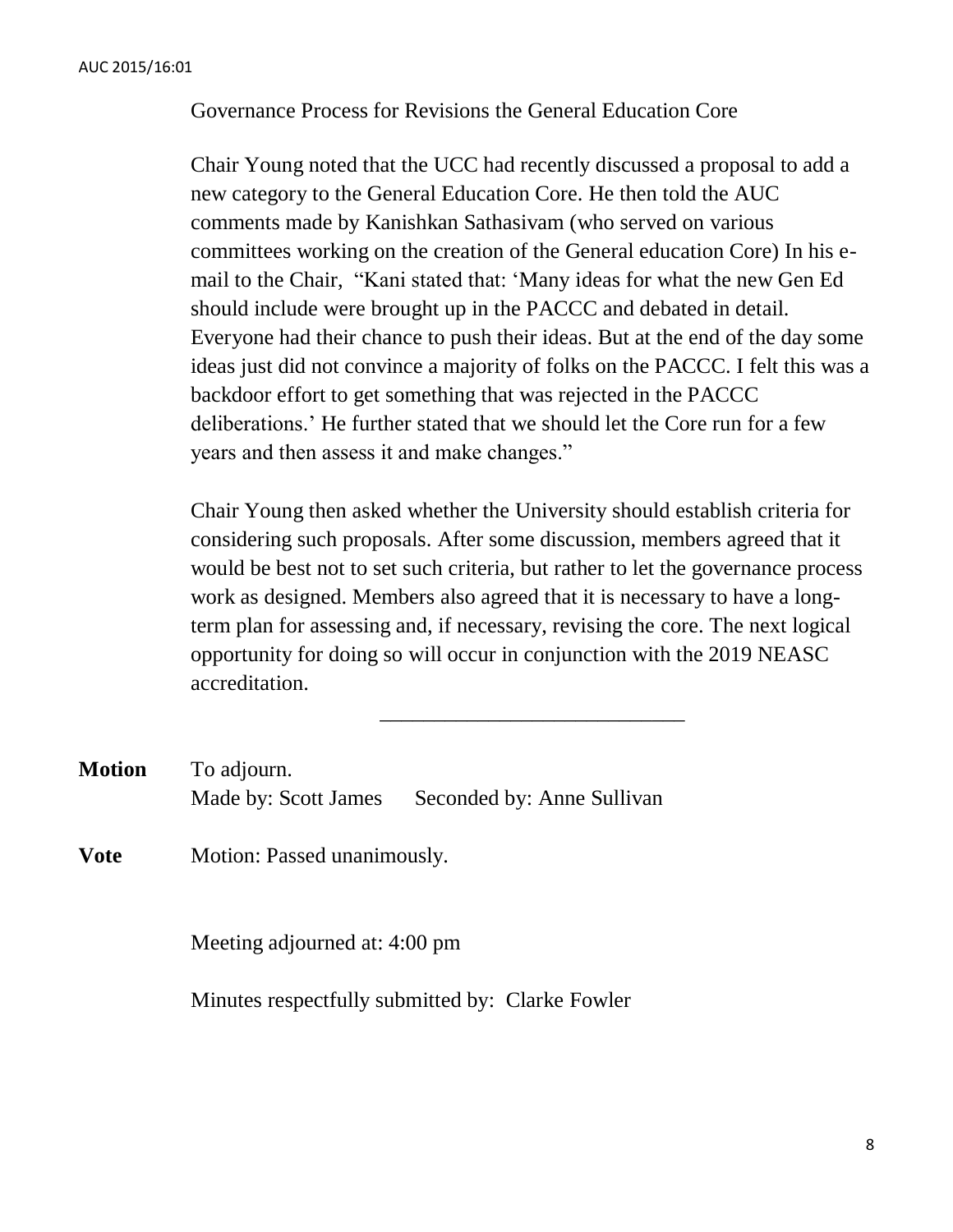Governance Process for Revisions the General Education Core

Chair Young noted that the UCC had recently discussed a proposal to add a new category to the General Education Core. He then told the AUC comments made by Kanishkan Sathasivam (who served on various committees working on the creation of the General education Core) In his e-mail to the Chair, "Kani stated that: 'Many ideas for what the new Gen Ed should include were brought up in the PACCC and debated in detail. Everyone had their chance to push their ideas. But at the end of the day some ideas just did not convince a majority of folks on the PACCC. I felt this was a backdoor effort to get something that was rejected in the PACCC deliberations.' He further stated that we should let the Core run for a few years and then assess it and make changes."

Chair Young then asked whether the University should establish criteria for considering such proposals. After some discussion, members agreed that it would be best not to set such criteria, but rather to let the governance process work as designed. Members also agreed that it is necessary to have a long-term plan for assessing and, if necessary, revising the core. The next logical opportunity for doing so will occur in conjunction with the 2019 NEASC accreditation.

---

**Motion** To adjourn.
Made by: Scott James Seconded by: Anne Sullivan

**Vote** Motion: Passed unanimously.

Meeting adjourned at: 4:00 pm

Minutes respectfully submitted by: Clarke Fowler